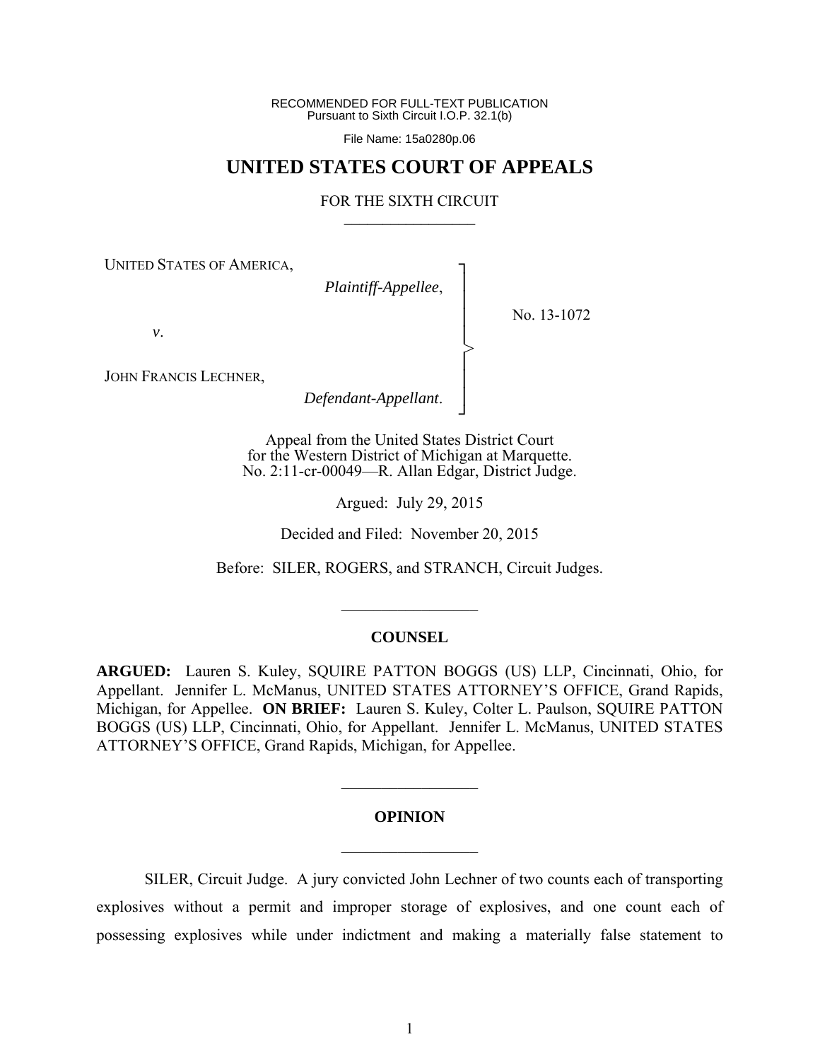RECOMMENDED FOR FULL-TEXT PUBLICATION
Pursuant to Sixth Circuit I.O.P. 32.1(b)

File Name: 15a0280p.06

# UNITED STATES COURT OF APPEALS

FOR THE SIXTH CIRCUIT

---

UNITED STATES OF AMERICA,

*Plaintiff-Appellee*,

*v*.

JOHN FRANCIS LECHNER,

*Defendant-Appellant*.

No. 13-1072

Appeal from the United States District Court
for the Western District of Michigan at Marquette.
No. 2:11-cr-00049—R. Allan Edgar, District Judge.

Argued: July 29, 2015

Decided and Filed: November 20, 2015

Before: SILER, ROGERS, and STRANCH, Circuit Judges.

---

## COUNSEL

**ARGUED:** Lauren S. Kuley, SQUIRE PATTON BOGGS (US) LLP, Cincinnati, Ohio, for Appellant. Jennifer L. McManus, UNITED STATES ATTORNEY'S OFFICE, Grand Rapids, Michigan, for Appellee. **ON BRIEF:** Lauren S. Kuley, Colter L. Paulson, SQUIRE PATTON BOGGS (US) LLP, Cincinnati, Ohio, for Appellant. Jennifer L. McManus, UNITED STATES ATTORNEY'S OFFICE, Grand Rapids, Michigan, for Appellee.

---

## OPINION

---

SILER, Circuit Judge. A jury convicted John Lechner of two counts each of transporting explosives without a permit and improper storage of explosives, and one count each of possessing explosives while under indictment and making a materially false statement to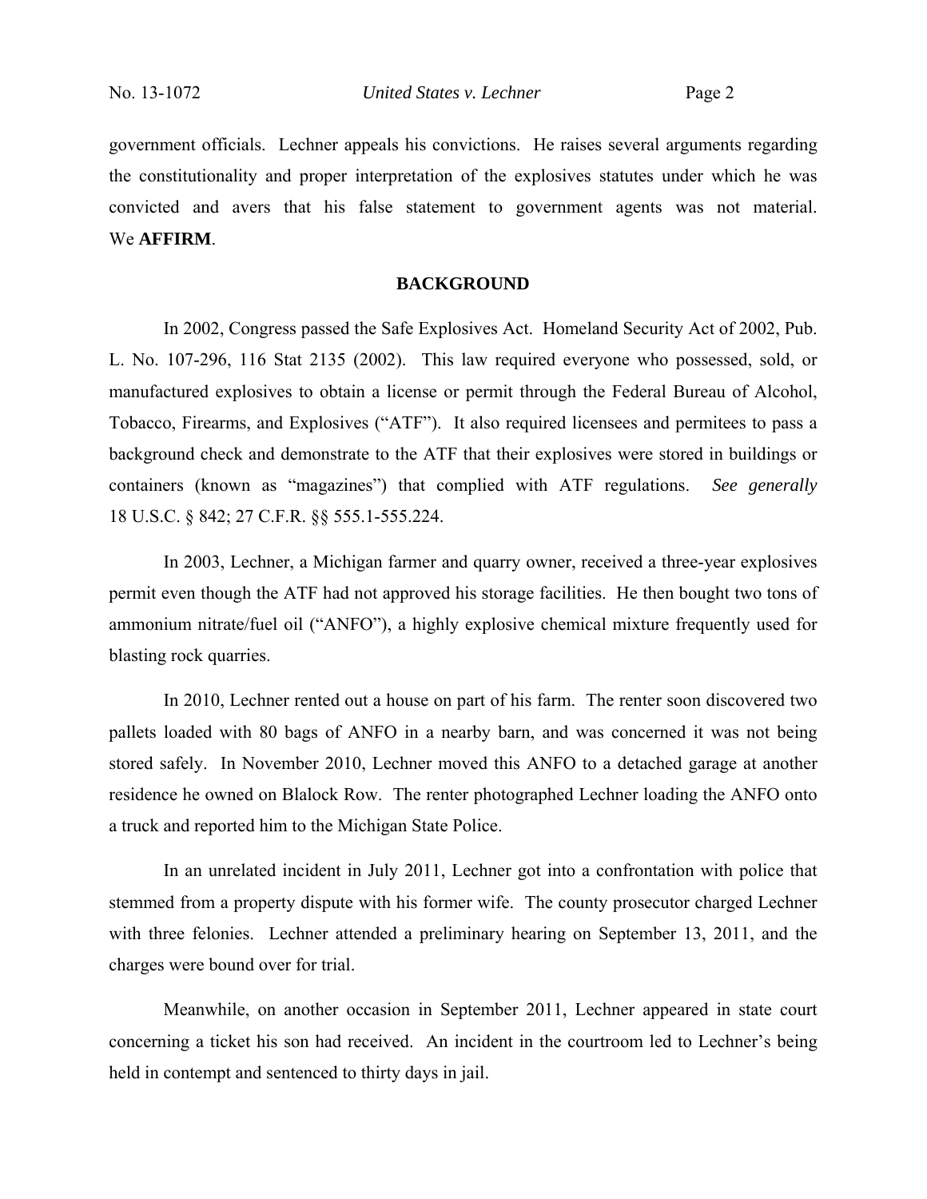government officials. Lechner appeals his convictions. He raises several arguments regarding the constitutionality and proper interpretation of the explosives statutes under which he was convicted and avers that his false statement to government agents was not material. We **AFFIRM**.

## BACKGROUND

In 2002, Congress passed the Safe Explosives Act. Homeland Security Act of 2002, Pub. L. No. 107-296, 116 Stat 2135 (2002). This law required everyone who possessed, sold, or manufactured explosives to obtain a license or permit through the Federal Bureau of Alcohol, Tobacco, Firearms, and Explosives ("ATF"). It also required licensees and permitees to pass a background check and demonstrate to the ATF that their explosives were stored in buildings or containers (known as "magazines") that complied with ATF regulations. *See generally* 18 U.S.C. § 842; 27 C.F.R. §§ 555.1-555.224.

In 2003, Lechner, a Michigan farmer and quarry owner, received a three-year explosives permit even though the ATF had not approved his storage facilities. He then bought two tons of ammonium nitrate/fuel oil ("ANFO"), a highly explosive chemical mixture frequently used for blasting rock quarries.

In 2010, Lechner rented out a house on part of his farm. The renter soon discovered two pallets loaded with 80 bags of ANFO in a nearby barn, and was concerned it was not being stored safely. In November 2010, Lechner moved this ANFO to a detached garage at another residence he owned on Blalock Row. The renter photographed Lechner loading the ANFO onto a truck and reported him to the Michigan State Police.

In an unrelated incident in July 2011, Lechner got into a confrontation with police that stemmed from a property dispute with his former wife. The county prosecutor charged Lechner with three felonies. Lechner attended a preliminary hearing on September 13, 2011, and the charges were bound over for trial.

Meanwhile, on another occasion in September 2011, Lechner appeared in state court concerning a ticket his son had received. An incident in the courtroom led to Lechner's being held in contempt and sentenced to thirty days in jail.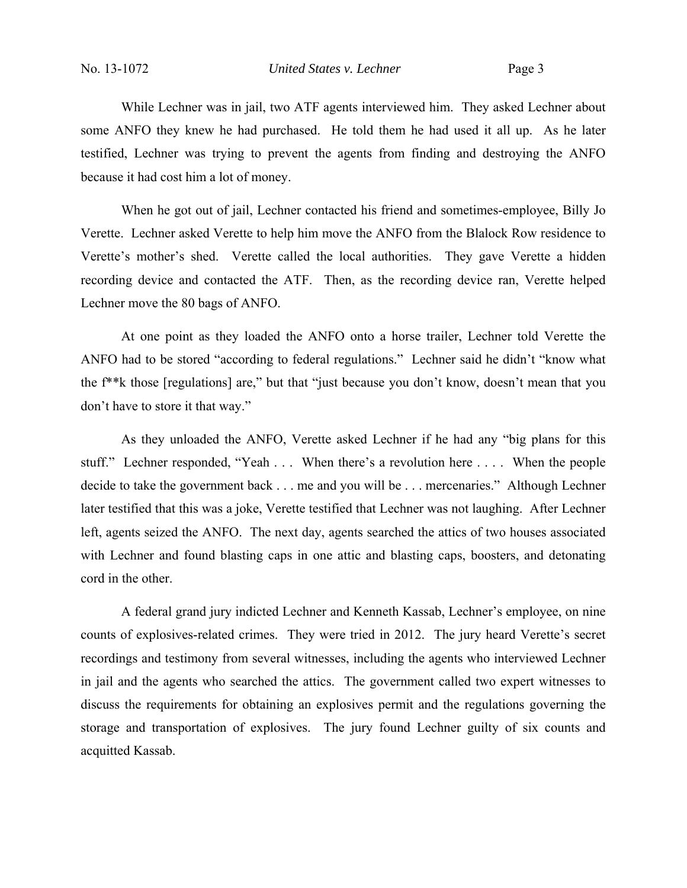While Lechner was in jail, two ATF agents interviewed him. They asked Lechner about some ANFO they knew he had purchased. He told them he had used it all up. As he later testified, Lechner was trying to prevent the agents from finding and destroying the ANFO because it had cost him a lot of money.

When he got out of jail, Lechner contacted his friend and sometimes-employee, Billy Jo Verette. Lechner asked Verette to help him move the ANFO from the Blalock Row residence to Verette's mother's shed. Verette called the local authorities. They gave Verette a hidden recording device and contacted the ATF. Then, as the recording device ran, Verette helped Lechner move the 80 bags of ANFO.

At one point as they loaded the ANFO onto a horse trailer, Lechner told Verette the ANFO had to be stored "according to federal regulations." Lechner said he didn't "know what the f**k those [regulations] are," but that "just because you don't know, doesn't mean that you don't have to store it that way."

As they unloaded the ANFO, Verette asked Lechner if he had any "big plans for this stuff." Lechner responded, "Yeah . . . When there's a revolution here . . . . When the people decide to take the government back . . . me and you will be . . . mercenaries." Although Lechner later testified that this was a joke, Verette testified that Lechner was not laughing. After Lechner left, agents seized the ANFO. The next day, agents searched the attics of two houses associated with Lechner and found blasting caps in one attic and blasting caps, boosters, and detonating cord in the other.

A federal grand jury indicted Lechner and Kenneth Kassab, Lechner's employee, on nine counts of explosives-related crimes. They were tried in 2012. The jury heard Verette's secret recordings and testimony from several witnesses, including the agents who interviewed Lechner in jail and the agents who searched the attics. The government called two expert witnesses to discuss the requirements for obtaining an explosives permit and the regulations governing the storage and transportation of explosives. The jury found Lechner guilty of six counts and acquitted Kassab.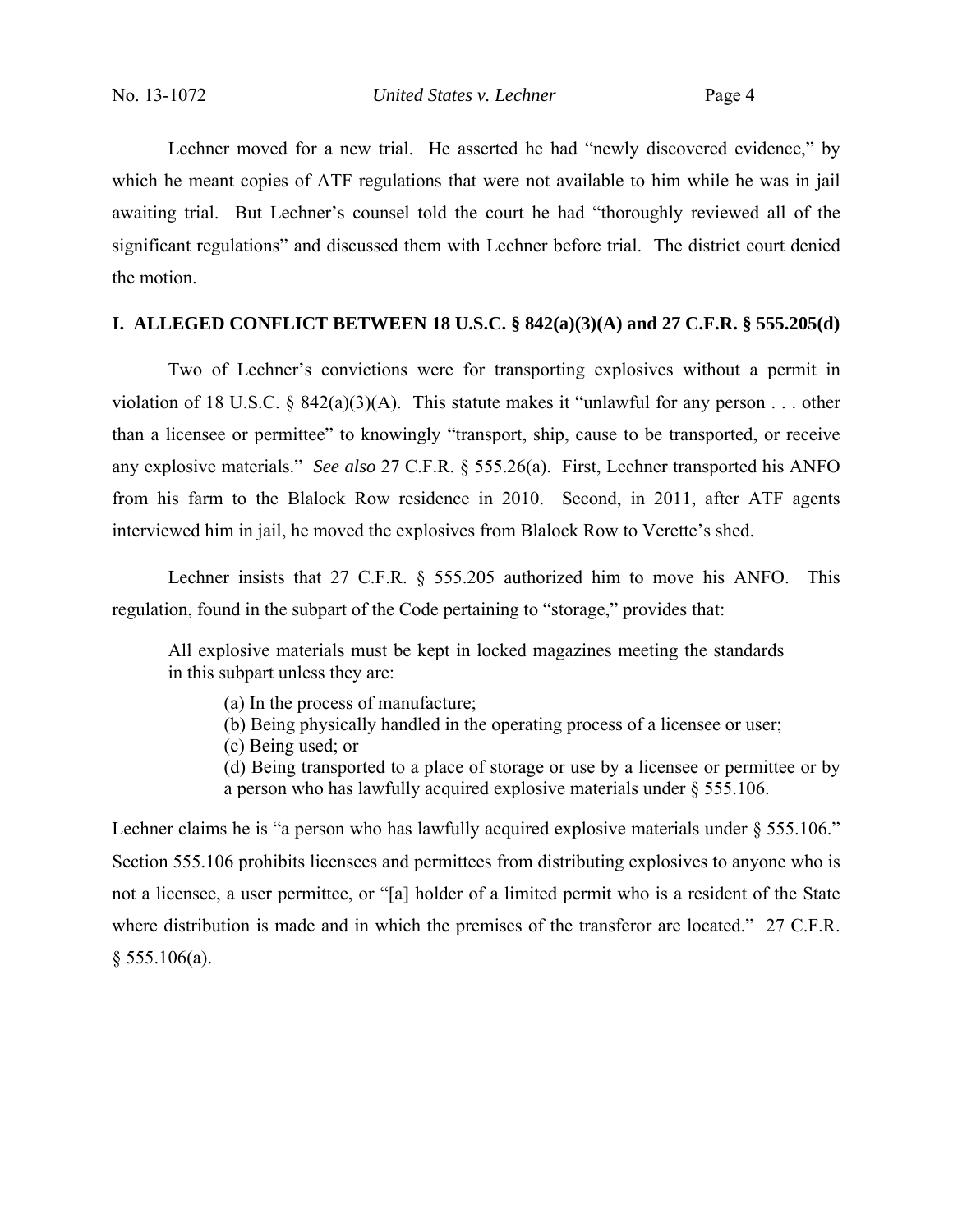Lechner moved for a new trial. He asserted he had "newly discovered evidence," by which he meant copies of ATF regulations that were not available to him while he was in jail awaiting trial. But Lechner's counsel told the court he had "thoroughly reviewed all of the significant regulations" and discussed them with Lechner before trial. The district court denied the motion.

## I. ALLEGED CONFLICT BETWEEN 18 U.S.C. § 842(a)(3)(A) and 27 C.F.R. § 555.205(d)

Two of Lechner's convictions were for transporting explosives without a permit in violation of 18 U.S.C. § 842(a)(3)(A). This statute makes it "unlawful for any person . . . other than a licensee or permittee" to knowingly "transport, ship, cause to be transported, or receive any explosive materials." *See also* 27 C.F.R. § 555.26(a). First, Lechner transported his ANFO from his farm to the Blalock Row residence in 2010. Second, in 2011, after ATF agents interviewed him in jail, he moved the explosives from Blalock Row to Verette's shed.

Lechner insists that 27 C.F.R. § 555.205 authorized him to move his ANFO. This regulation, found in the subpart of the Code pertaining to "storage," provides that:

> All explosive materials must be kept in locked magazines meeting the standards in this subpart unless they are:
>
> (a) In the process of manufacture;
> (b) Being physically handled in the operating process of a licensee or user;
> (c) Being used; or
> (d) Being transported to a place of storage or use by a licensee or permittee or by a person who has lawfully acquired explosive materials under § 555.106.

Lechner claims he is "a person who has lawfully acquired explosive materials under § 555.106." Section 555.106 prohibits licensees and permittees from distributing explosives to anyone who is not a licensee, a user permittee, or "[a] holder of a limited permit who is a resident of the State where distribution is made and in which the premises of the transferor are located." 27 C.F.R. § 555.106(a).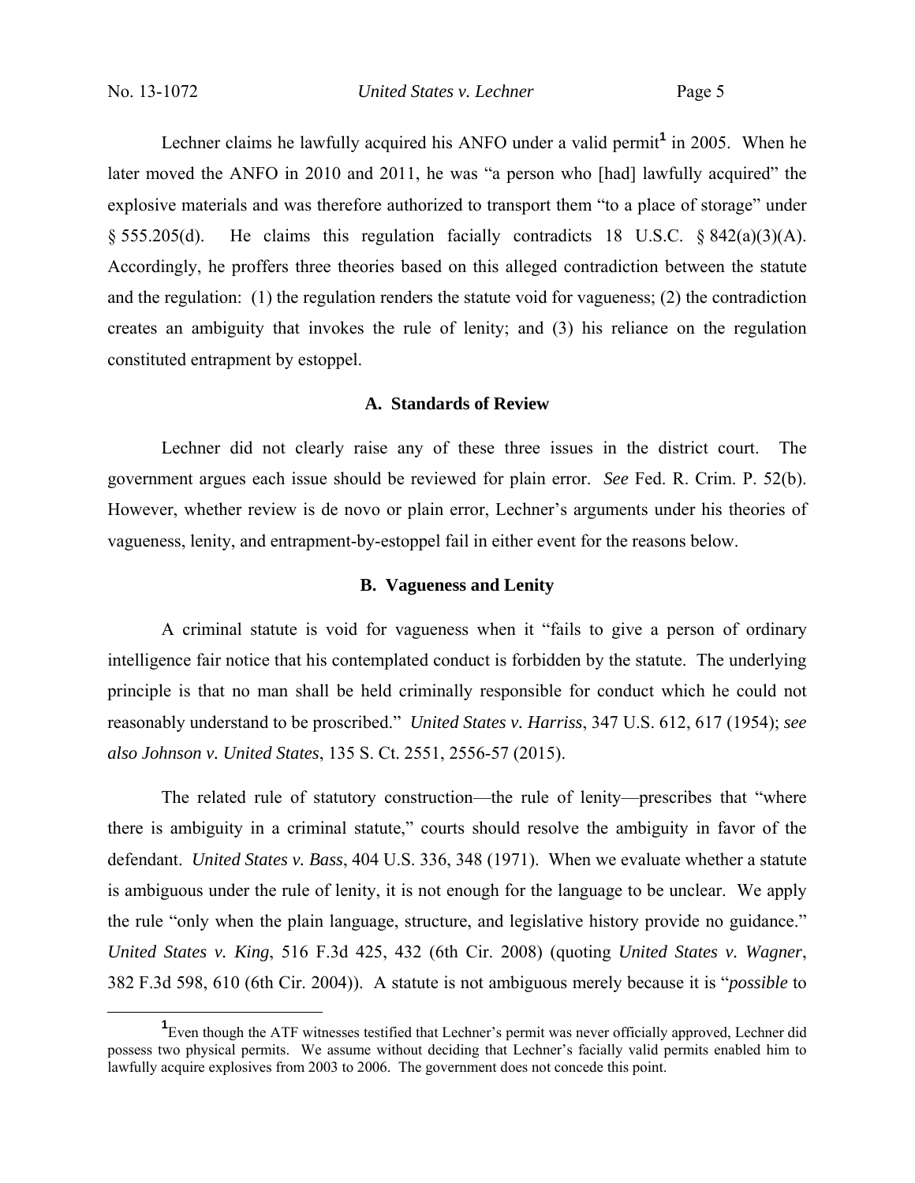Lechner claims he lawfully acquired his ANFO under a valid permit[1] in 2005. When he later moved the ANFO in 2010 and 2011, he was "a person who [had] lawfully acquired" the explosive materials and was therefore authorized to transport them "to a place of storage" under § 555.205(d). He claims this regulation facially contradicts 18 U.S.C. § 842(a)(3)(A). Accordingly, he proffers three theories based on this alleged contradiction between the statute and the regulation: (1) the regulation renders the statute void for vagueness; (2) the contradiction creates an ambiguity that invokes the rule of lenity; and (3) his reliance on the regulation constituted entrapment by estoppel.

### A. Standards of Review

Lechner did not clearly raise any of these three issues in the district court. The government argues each issue should be reviewed for plain error. *See* Fed. R. Crim. P. 52(b). However, whether review is de novo or plain error, Lechner's arguments under his theories of vagueness, lenity, and entrapment-by-estoppel fail in either event for the reasons below.

### B. Vagueness and Lenity

A criminal statute is void for vagueness when it "fails to give a person of ordinary intelligence fair notice that his contemplated conduct is forbidden by the statute. The underlying principle is that no man shall be held criminally responsible for conduct which he could not reasonably understand to be proscribed." *United States v. Harriss*, 347 U.S. 612, 617 (1954); *see also Johnson v. United States*, 135 S. Ct. 2551, 2556-57 (2015).

The related rule of statutory construction—the rule of lenity—prescribes that "where there is ambiguity in a criminal statute," courts should resolve the ambiguity in favor of the defendant. *United States v. Bass*, 404 U.S. 336, 348 (1971). When we evaluate whether a statute is ambiguous under the rule of lenity, it is not enough for the language to be unclear. We apply the rule "only when the plain language, structure, and legislative history provide no guidance." *United States v. King*, 516 F.3d 425, 432 (6th Cir. 2008) (quoting *United States v. Wagner*, 382 F.3d 598, 610 (6th Cir. 2004)). A statute is not ambiguous merely because it is "*possible* to

---

[1] Even though the ATF witnesses testified that Lechner's permit was never officially approved, Lechner did possess two physical permits. We assume without deciding that Lechner's facially valid permits enabled him to lawfully acquire explosives from 2003 to 2006. The government does not concede this point.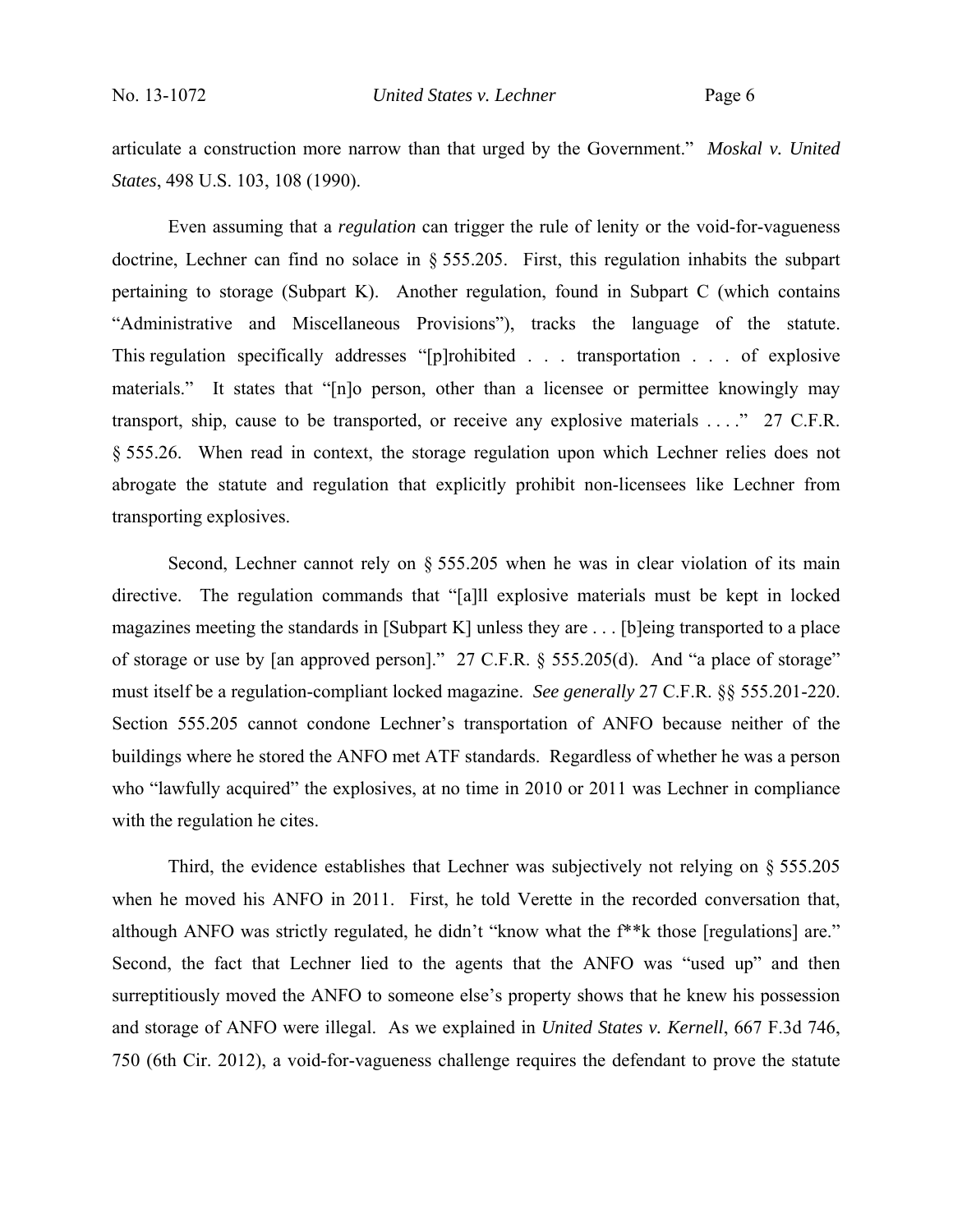articulate a construction more narrow than that urged by the Government." *Moskal v. United States*, 498 U.S. 103, 108 (1990).

Even assuming that a *regulation* can trigger the rule of lenity or the void-for-vagueness doctrine, Lechner can find no solace in § 555.205. First, this regulation inhabits the subpart pertaining to storage (Subpart K). Another regulation, found in Subpart C (which contains "Administrative and Miscellaneous Provisions"), tracks the language of the statute. This regulation specifically addresses "[p]rohibited . . . transportation . . . of explosive materials." It states that "[n]o person, other than a licensee or permittee knowingly may transport, ship, cause to be transported, or receive any explosive materials . . . ." 27 C.F.R. § 555.26. When read in context, the storage regulation upon which Lechner relies does not abrogate the statute and regulation that explicitly prohibit non-licensees like Lechner from transporting explosives.

Second, Lechner cannot rely on § 555.205 when he was in clear violation of its main directive. The regulation commands that "[a]ll explosive materials must be kept in locked magazines meeting the standards in [Subpart K] unless they are . . . [b]eing transported to a place of storage or use by [an approved person]." 27 C.F.R. § 555.205(d). And "a place of storage" must itself be a regulation-compliant locked magazine. *See generally* 27 C.F.R. §§ 555.201-220. Section 555.205 cannot condone Lechner's transportation of ANFO because neither of the buildings where he stored the ANFO met ATF standards. Regardless of whether he was a person who "lawfully acquired" the explosives, at no time in 2010 or 2011 was Lechner in compliance with the regulation he cites.

Third, the evidence establishes that Lechner was subjectively not relying on § 555.205 when he moved his ANFO in 2011. First, he told Verette in the recorded conversation that, although ANFO was strictly regulated, he didn't "know what the f**k those [regulations] are." Second, the fact that Lechner lied to the agents that the ANFO was "used up" and then surreptitiously moved the ANFO to someone else's property shows that he knew his possession and storage of ANFO were illegal. As we explained in *United States v. Kernell*, 667 F.3d 746, 750 (6th Cir. 2012), a void-for-vagueness challenge requires the defendant to prove the statute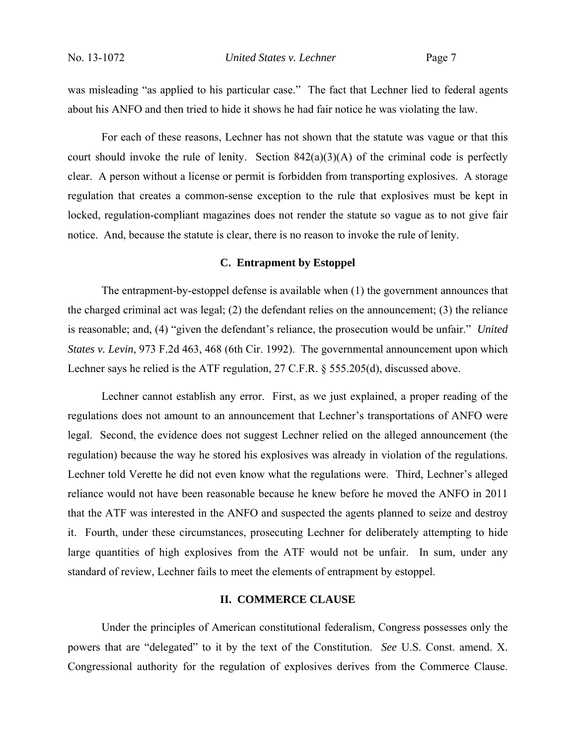was misleading "as applied to his particular case." The fact that Lechner lied to federal agents about his ANFO and then tried to hide it shows he had fair notice he was violating the law.

For each of these reasons, Lechner has not shown that the statute was vague or that this court should invoke the rule of lenity. Section 842(a)(3)(A) of the criminal code is perfectly clear. A person without a license or permit is forbidden from transporting explosives. A storage regulation that creates a common-sense exception to the rule that explosives must be kept in locked, regulation-compliant magazines does not render the statute so vague as to not give fair notice. And, because the statute is clear, there is no reason to invoke the rule of lenity.

### C. Entrapment by Estoppel

The entrapment-by-estoppel defense is available when (1) the government announces that the charged criminal act was legal; (2) the defendant relies on the announcement; (3) the reliance is reasonable; and, (4) "given the defendant's reliance, the prosecution would be unfair." *United States v. Levin*, 973 F.2d 463, 468 (6th Cir. 1992). The governmental announcement upon which Lechner says he relied is the ATF regulation, 27 C.F.R. § 555.205(d), discussed above.

Lechner cannot establish any error. First, as we just explained, a proper reading of the regulations does not amount to an announcement that Lechner's transportations of ANFO were legal. Second, the evidence does not suggest Lechner relied on the alleged announcement (the regulation) because the way he stored his explosives was already in violation of the regulations. Lechner told Verette he did not even know what the regulations were. Third, Lechner's alleged reliance would not have been reasonable because he knew before he moved the ANFO in 2011 that the ATF was interested in the ANFO and suspected the agents planned to seize and destroy it. Fourth, under these circumstances, prosecuting Lechner for deliberately attempting to hide large quantities of high explosives from the ATF would not be unfair. In sum, under any standard of review, Lechner fails to meet the elements of entrapment by estoppel.

## II. COMMERCE CLAUSE

Under the principles of American constitutional federalism, Congress possesses only the powers that are "delegated" to it by the text of the Constitution. *See* U.S. Const. amend. X. Congressional authority for the regulation of explosives derives from the Commerce Clause.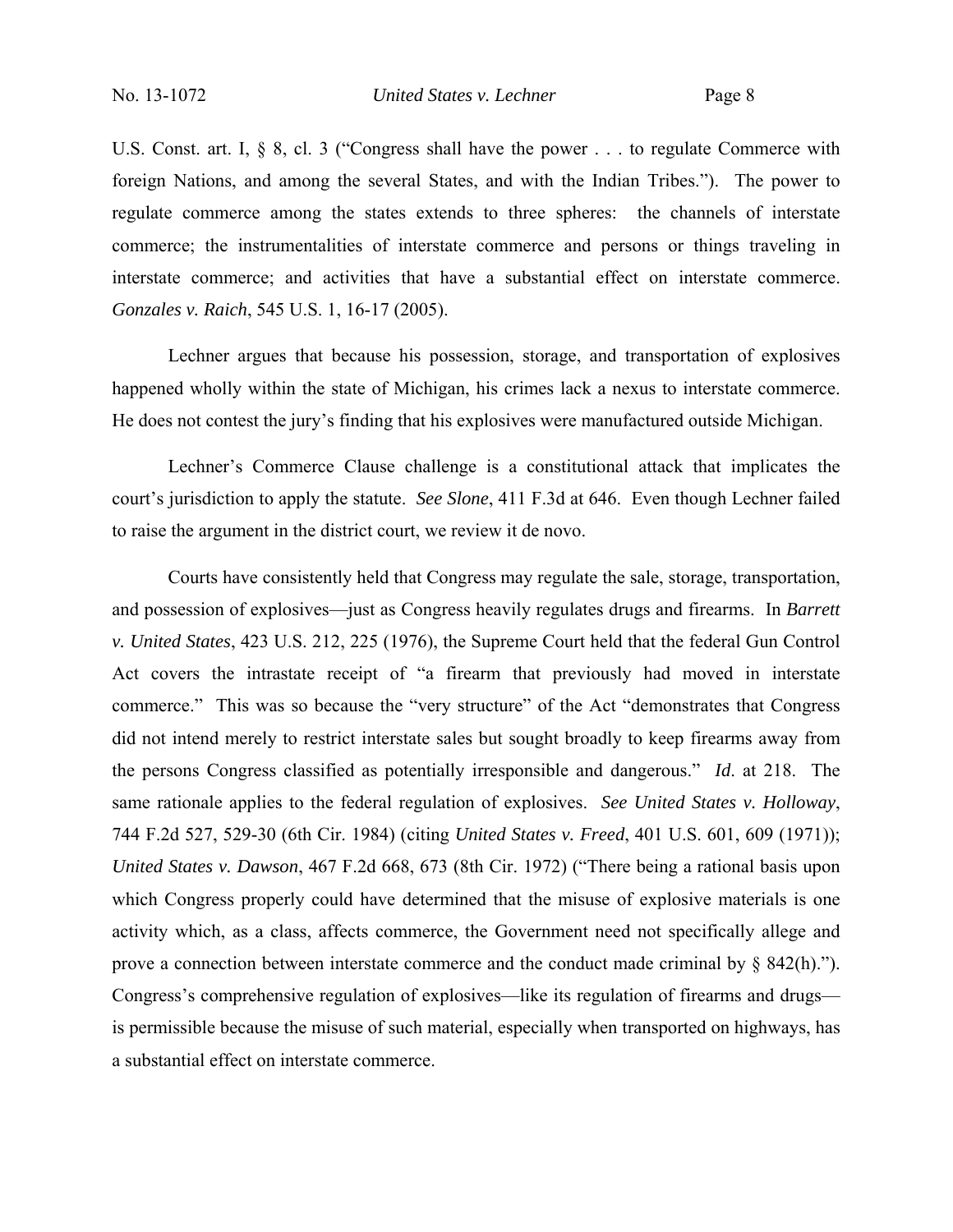U.S. Const. art. I, § 8, cl. 3 ("Congress shall have the power . . . to regulate Commerce with foreign Nations, and among the several States, and with the Indian Tribes."). The power to regulate commerce among the states extends to three spheres: the channels of interstate commerce; the instrumentalities of interstate commerce and persons or things traveling in interstate commerce; and activities that have a substantial effect on interstate commerce. *Gonzales v. Raich*, 545 U.S. 1, 16-17 (2005).

Lechner argues that because his possession, storage, and transportation of explosives happened wholly within the state of Michigan, his crimes lack a nexus to interstate commerce. He does not contest the jury's finding that his explosives were manufactured outside Michigan.

Lechner's Commerce Clause challenge is a constitutional attack that implicates the court's jurisdiction to apply the statute. *See Slone*, 411 F.3d at 646. Even though Lechner failed to raise the argument in the district court, we review it de novo.

Courts have consistently held that Congress may regulate the sale, storage, transportation, and possession of explosives—just as Congress heavily regulates drugs and firearms. In *Barrett v. United States*, 423 U.S. 212, 225 (1976), the Supreme Court held that the federal Gun Control Act covers the intrastate receipt of "a firearm that previously had moved in interstate commerce." This was so because the "very structure" of the Act "demonstrates that Congress did not intend merely to restrict interstate sales but sought broadly to keep firearms away from the persons Congress classified as potentially irresponsible and dangerous." *Id*. at 218. The same rationale applies to the federal regulation of explosives. *See United States v. Holloway*, 744 F.2d 527, 529-30 (6th Cir. 1984) (citing *United States v. Freed*, 401 U.S. 601, 609 (1971)); *United States v. Dawson*, 467 F.2d 668, 673 (8th Cir. 1972) ("There being a rational basis upon which Congress properly could have determined that the misuse of explosive materials is one activity which, as a class, affects commerce, the Government need not specifically allege and prove a connection between interstate commerce and the conduct made criminal by § 842(h)."). Congress's comprehensive regulation of explosives—like its regulation of firearms and drugs—is permissible because the misuse of such material, especially when transported on highways, has a substantial effect on interstate commerce.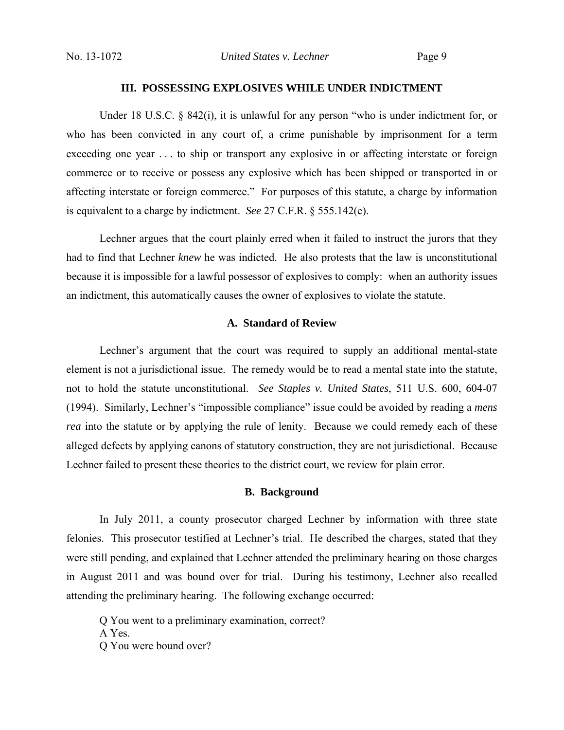### III. POSSESSING EXPLOSIVES WHILE UNDER INDICTMENT

Under 18 U.S.C. § 842(i), it is unlawful for any person "who is under indictment for, or who has been convicted in any court of, a crime punishable by imprisonment for a term exceeding one year . . . to ship or transport any explosive in or affecting interstate or foreign commerce or to receive or possess any explosive which has been shipped or transported in or affecting interstate or foreign commerce." For purposes of this statute, a charge by information is equivalent to a charge by indictment. *See* 27 C.F.R. § 555.142(e).

Lechner argues that the court plainly erred when it failed to instruct the jurors that they had to find that Lechner *knew* he was indicted. He also protests that the law is unconstitutional because it is impossible for a lawful possessor of explosives to comply: when an authority issues an indictment, this automatically causes the owner of explosives to violate the statute.

#### A. Standard of Review

Lechner's argument that the court was required to supply an additional mental-state element is not a jurisdictional issue. The remedy would be to read a mental state into the statute, not to hold the statute unconstitutional. *See Staples v. United States*, 511 U.S. 600, 604-07 (1994). Similarly, Lechner's "impossible compliance" issue could be avoided by reading a *mens rea* into the statute or by applying the rule of lenity. Because we could remedy each of these alleged defects by applying canons of statutory construction, they are not jurisdictional. Because Lechner failed to present these theories to the district court, we review for plain error.

#### B. Background

In July 2011, a county prosecutor charged Lechner by information with three state felonies. This prosecutor testified at Lechner's trial. He described the charges, stated that they were still pending, and explained that Lechner attended the preliminary hearing on those charges in August 2011 and was bound over for trial. During his testimony, Lechner also recalled attending the preliminary hearing. The following exchange occurred:

Q You went to a preliminary examination, correct?
A Yes.
Q You were bound over?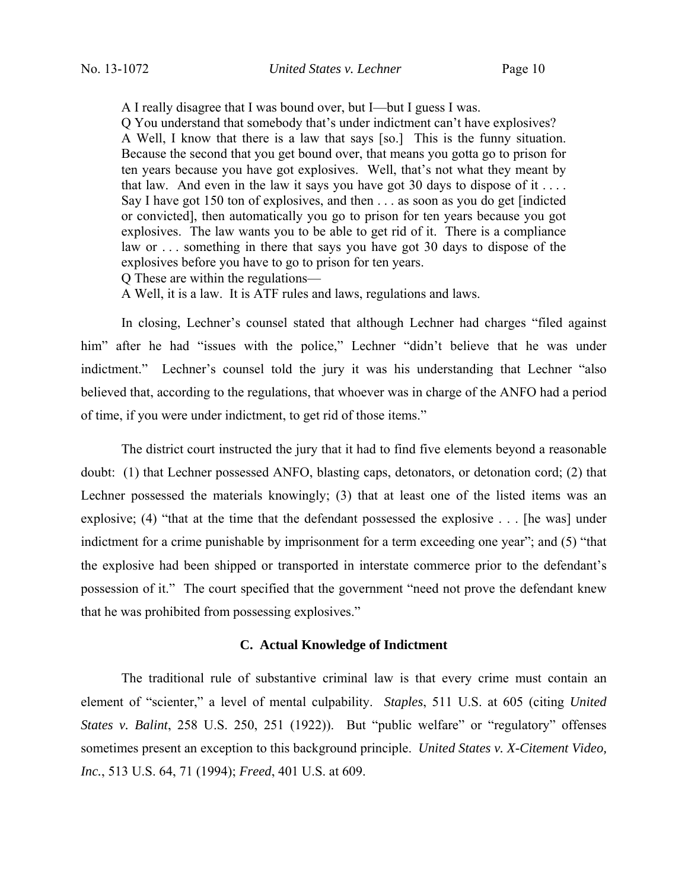> A I really disagree that I was bound over, but I—but I guess I was.
> Q You understand that somebody that's under indictment can't have explosives?
> A Well, I know that there is a law that says [so.] This is the funny situation. Because the second that you get bound over, that means you gotta go to prison for ten years because you have got explosives. Well, that's not what they meant by that law. And even in the law it says you have got 30 days to dispose of it . . . . Say I have got 150 ton of explosives, and then . . . as soon as you do get [indicted or convicted], then automatically you go to prison for ten years because you got explosives. The law wants you to be able to get rid of it. There is a compliance law or . . . something in there that says you have got 30 days to dispose of the explosives before you have to go to prison for ten years.
> Q These are within the regulations—
> A Well, it is a law. It is ATF rules and laws, regulations and laws.

In closing, Lechner's counsel stated that although Lechner had charges "filed against him" after he had "issues with the police," Lechner "didn't believe that he was under indictment." Lechner's counsel told the jury it was his understanding that Lechner "also believed that, according to the regulations, that whoever was in charge of the ANFO had a period of time, if you were under indictment, to get rid of those items."

The district court instructed the jury that it had to find five elements beyond a reasonable doubt: (1) that Lechner possessed ANFO, blasting caps, detonators, or detonation cord; (2) that Lechner possessed the materials knowingly; (3) that at least one of the listed items was an explosive; (4) "that at the time that the defendant possessed the explosive . . . [he was] under indictment for a crime punishable by imprisonment for a term exceeding one year"; and (5) "that the explosive had been shipped or transported in interstate commerce prior to the defendant's possession of it." The court specified that the government "need not prove the defendant knew that he was prohibited from possessing explosives."

### C. Actual Knowledge of Indictment

The traditional rule of substantive criminal law is that every crime must contain an element of "scienter," a level of mental culpability. *Staples*, 511 U.S. at 605 (citing *United States v. Balint*, 258 U.S. 250, 251 (1922)). But "public welfare" or "regulatory" offenses sometimes present an exception to this background principle. *United States v. X-Citement Video, Inc.*, 513 U.S. 64, 71 (1994); *Freed*, 401 U.S. at 609.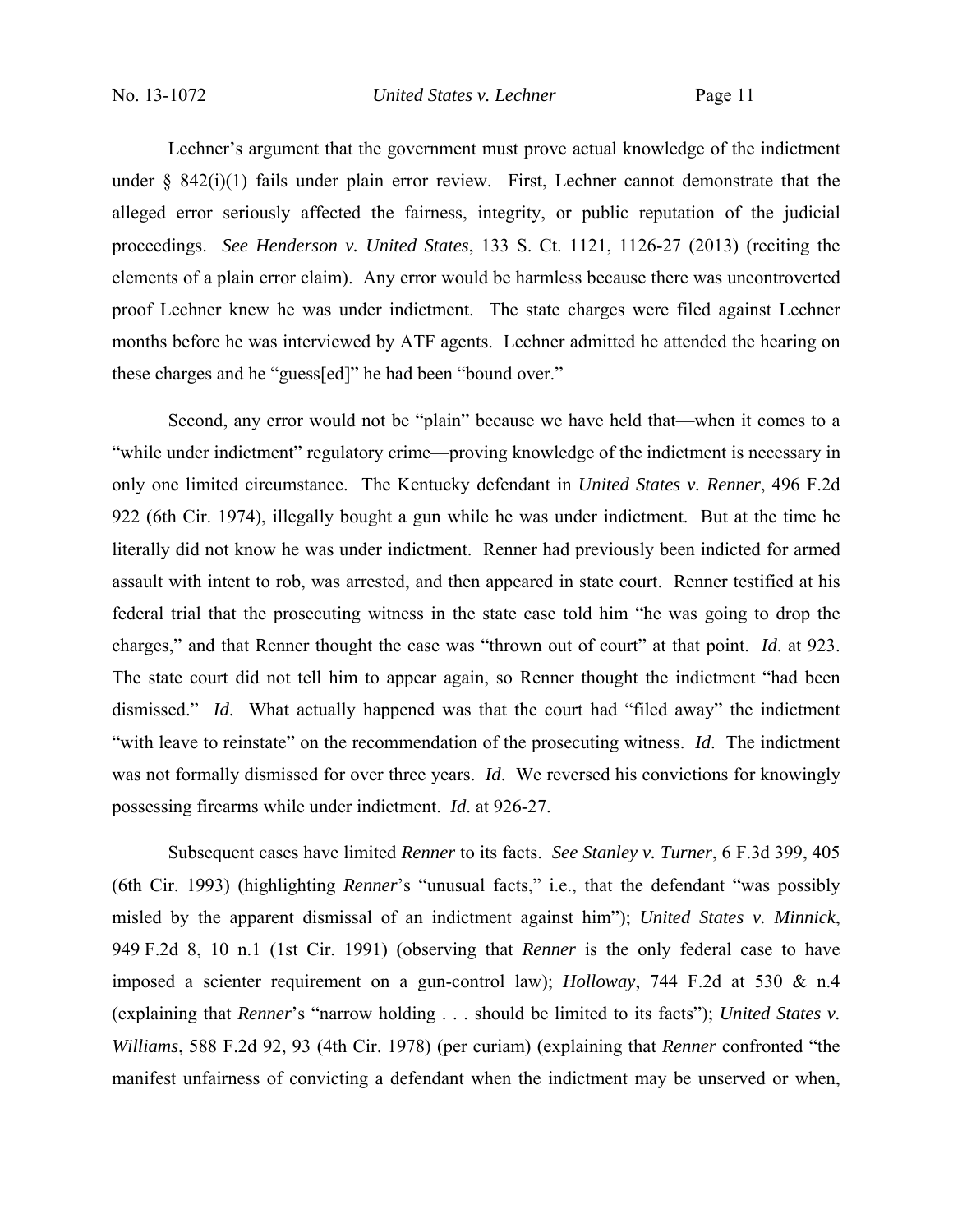Lechner's argument that the government must prove actual knowledge of the indictment under § 842(i)(1) fails under plain error review. First, Lechner cannot demonstrate that the alleged error seriously affected the fairness, integrity, or public reputation of the judicial proceedings. *See Henderson v. United States*, 133 S. Ct. 1121, 1126-27 (2013) (reciting the elements of a plain error claim). Any error would be harmless because there was uncontroverted proof Lechner knew he was under indictment. The state charges were filed against Lechner months before he was interviewed by ATF agents. Lechner admitted he attended the hearing on these charges and he "guess[ed]" he had been "bound over."

Second, any error would not be "plain" because we have held that—when it comes to a "while under indictment" regulatory crime—proving knowledge of the indictment is necessary in only one limited circumstance. The Kentucky defendant in *United States v. Renner*, 496 F.2d 922 (6th Cir. 1974), illegally bought a gun while he was under indictment. But at the time he literally did not know he was under indictment. Renner had previously been indicted for armed assault with intent to rob, was arrested, and then appeared in state court. Renner testified at his federal trial that the prosecuting witness in the state case told him "he was going to drop the charges," and that Renner thought the case was "thrown out of court" at that point. *Id*. at 923. The state court did not tell him to appear again, so Renner thought the indictment "had been dismissed." *Id*. What actually happened was that the court had "filed away" the indictment "with leave to reinstate" on the recommendation of the prosecuting witness. *Id*. The indictment was not formally dismissed for over three years. *Id*. We reversed his convictions for knowingly possessing firearms while under indictment. *Id*. at 926-27.

Subsequent cases have limited *Renner* to its facts. *See Stanley v. Turner*, 6 F.3d 399, 405 (6th Cir. 1993) (highlighting *Renner*'s "unusual facts," i.e., that the defendant "was possibly misled by the apparent dismissal of an indictment against him"); *United States v. Minnick*, 949 F.2d 8, 10 n.1 (1st Cir. 1991) (observing that *Renner* is the only federal case to have imposed a scienter requirement on a gun-control law); *Holloway*, 744 F.2d at 530 & n.4 (explaining that *Renner*'s "narrow holding . . . should be limited to its facts"); *United States v. Williams*, 588 F.2d 92, 93 (4th Cir. 1978) (per curiam) (explaining that *Renner* confronted "the manifest unfairness of convicting a defendant when the indictment may be unserved or when,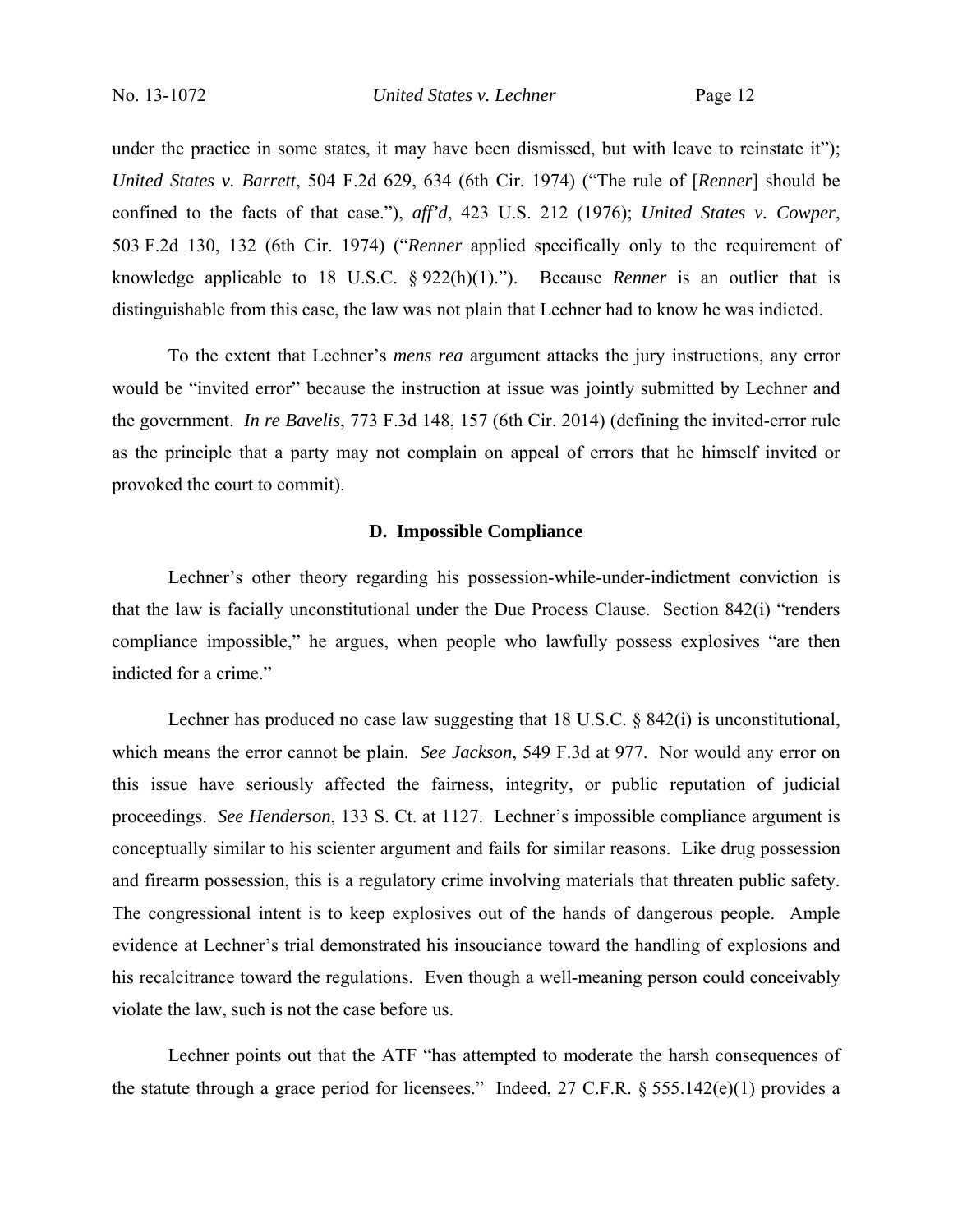under the practice in some states, it may have been dismissed, but with leave to reinstate it"); *United States v. Barrett*, 504 F.2d 629, 634 (6th Cir. 1974) ("The rule of [*Renner*] should be confined to the facts of that case."), *aff'd*, 423 U.S. 212 (1976); *United States v. Cowper*, 503 F.2d 130, 132 (6th Cir. 1974) ("*Renner* applied specifically only to the requirement of knowledge applicable to 18 U.S.C. § 922(h)(1)."). Because *Renner* is an outlier that is distinguishable from this case, the law was not plain that Lechner had to know he was indicted.

To the extent that Lechner's *mens rea* argument attacks the jury instructions, any error would be "invited error" because the instruction at issue was jointly submitted by Lechner and the government. *In re Bavelis*, 773 F.3d 148, 157 (6th Cir. 2014) (defining the invited-error rule as the principle that a party may not complain on appeal of errors that he himself invited or provoked the court to commit).

### D. Impossible Compliance

Lechner's other theory regarding his possession-while-under-indictment conviction is that the law is facially unconstitutional under the Due Process Clause. Section 842(i) "renders compliance impossible," he argues, when people who lawfully possess explosives "are then indicted for a crime."

Lechner has produced no case law suggesting that 18 U.S.C. § 842(i) is unconstitutional, which means the error cannot be plain. *See Jackson*, 549 F.3d at 977. Nor would any error on this issue have seriously affected the fairness, integrity, or public reputation of judicial proceedings. *See Henderson*, 133 S. Ct. at 1127. Lechner's impossible compliance argument is conceptually similar to his scienter argument and fails for similar reasons. Like drug possession and firearm possession, this is a regulatory crime involving materials that threaten public safety. The congressional intent is to keep explosives out of the hands of dangerous people. Ample evidence at Lechner's trial demonstrated his insouciance toward the handling of explosions and his recalcitrance toward the regulations. Even though a well-meaning person could conceivably violate the law, such is not the case before us.

Lechner points out that the ATF "has attempted to moderate the harsh consequences of the statute through a grace period for licensees." Indeed, 27 C.F.R. § 555.142(e)(1) provides a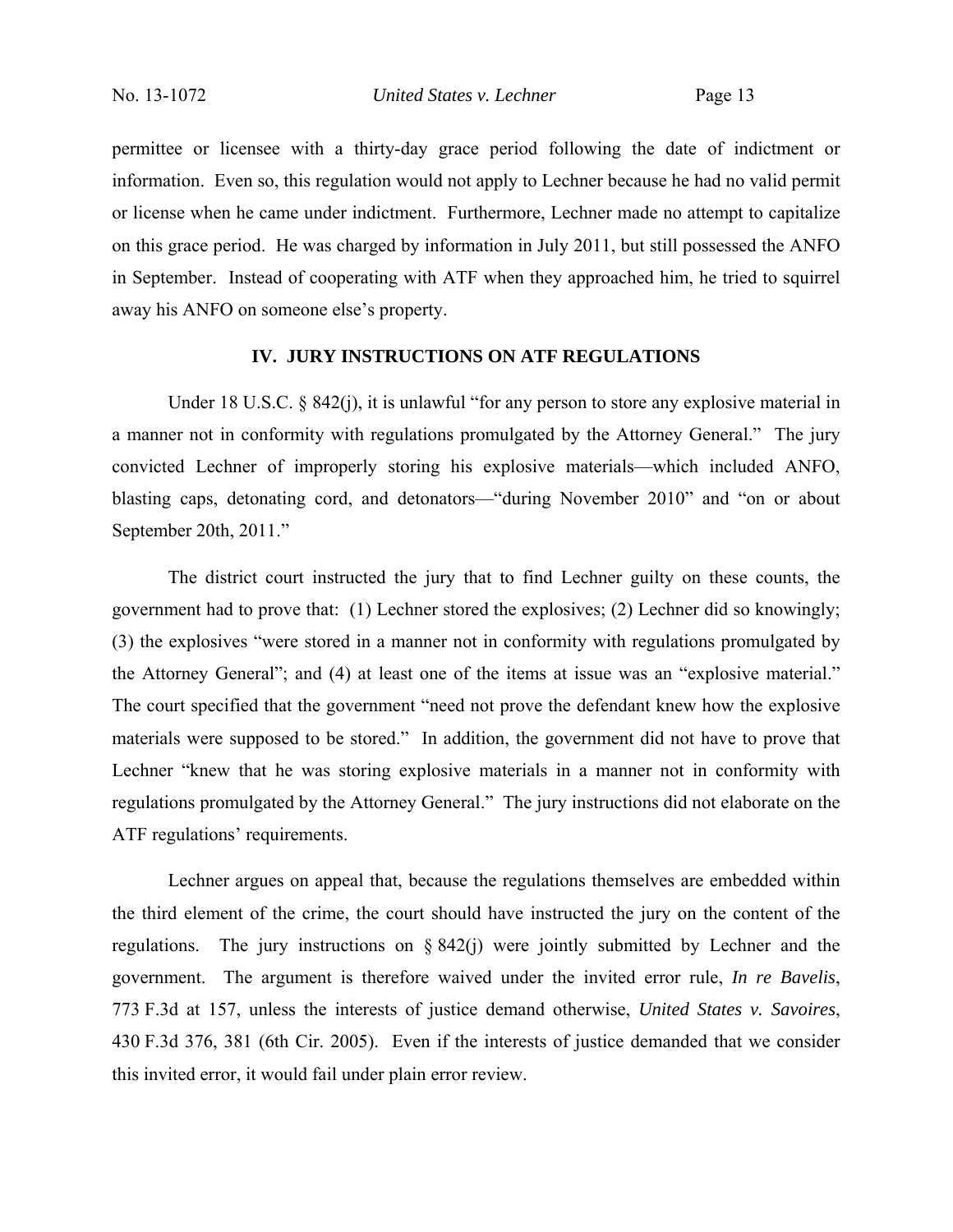permittee or licensee with a thirty-day grace period following the date of indictment or information. Even so, this regulation would not apply to Lechner because he had no valid permit or license when he came under indictment. Furthermore, Lechner made no attempt to capitalize on this grace period. He was charged by information in July 2011, but still possessed the ANFO in September. Instead of cooperating with ATF when they approached him, he tried to squirrel away his ANFO on someone else's property.

## IV. JURY INSTRUCTIONS ON ATF REGULATIONS

Under 18 U.S.C. § 842(j), it is unlawful "for any person to store any explosive material in a manner not in conformity with regulations promulgated by the Attorney General." The jury convicted Lechner of improperly storing his explosive materials—which included ANFO, blasting caps, detonating cord, and detonators—"during November 2010" and "on or about September 20th, 2011."

The district court instructed the jury that to find Lechner guilty on these counts, the government had to prove that: (1) Lechner stored the explosives; (2) Lechner did so knowingly; (3) the explosives "were stored in a manner not in conformity with regulations promulgated by the Attorney General"; and (4) at least one of the items at issue was an "explosive material." The court specified that the government "need not prove the defendant knew how the explosive materials were supposed to be stored." In addition, the government did not have to prove that Lechner "knew that he was storing explosive materials in a manner not in conformity with regulations promulgated by the Attorney General." The jury instructions did not elaborate on the ATF regulations' requirements.

Lechner argues on appeal that, because the regulations themselves are embedded within the third element of the crime, the court should have instructed the jury on the content of the regulations. The jury instructions on § 842(j) were jointly submitted by Lechner and the government. The argument is therefore waived under the invited error rule, *In re Bavelis*, 773 F.3d at 157, unless the interests of justice demand otherwise, *United States v. Savoires*, 430 F.3d 376, 381 (6th Cir. 2005). Even if the interests of justice demanded that we consider this invited error, it would fail under plain error review.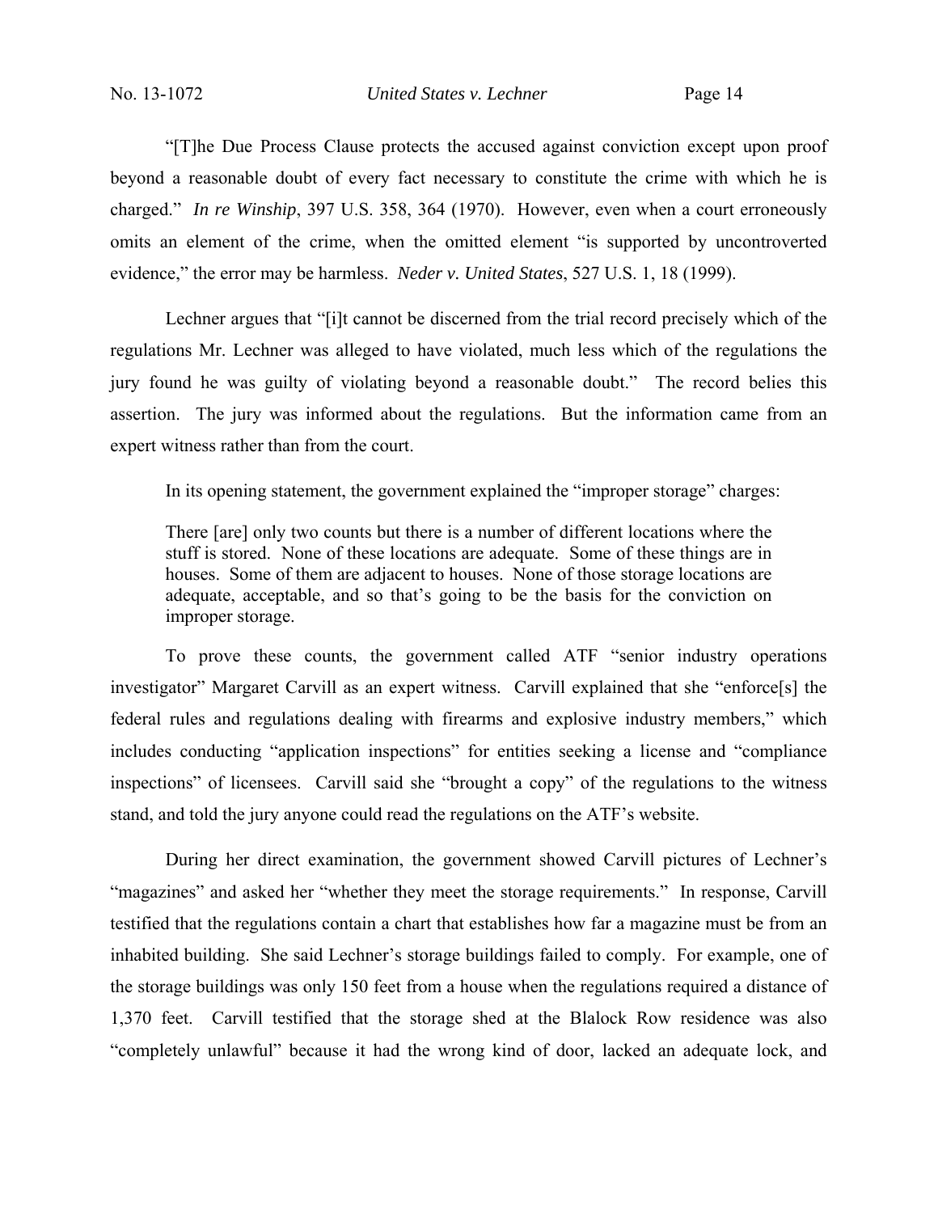"[T]he Due Process Clause protects the accused against conviction except upon proof beyond a reasonable doubt of every fact necessary to constitute the crime with which he is charged." *In re Winship*, 397 U.S. 358, 364 (1970). However, even when a court erroneously omits an element of the crime, when the omitted element "is supported by uncontroverted evidence," the error may be harmless. *Neder v. United States*, 527 U.S. 1, 18 (1999).

Lechner argues that "[i]t cannot be discerned from the trial record precisely which of the regulations Mr. Lechner was alleged to have violated, much less which of the regulations the jury found he was guilty of violating beyond a reasonable doubt." The record belies this assertion. The jury was informed about the regulations. But the information came from an expert witness rather than from the court.

In its opening statement, the government explained the "improper storage" charges:

> There [are] only two counts but there is a number of different locations where the stuff is stored. None of these locations are adequate. Some of these things are in houses. Some of them are adjacent to houses. None of those storage locations are adequate, acceptable, and so that's going to be the basis for the conviction on improper storage.

To prove these counts, the government called ATF "senior industry operations investigator" Margaret Carvill as an expert witness. Carvill explained that she "enforce[s] the federal rules and regulations dealing with firearms and explosive industry members," which includes conducting "application inspections" for entities seeking a license and "compliance inspections" of licensees. Carvill said she "brought a copy" of the regulations to the witness stand, and told the jury anyone could read the regulations on the ATF's website.

During her direct examination, the government showed Carvill pictures of Lechner's "magazines" and asked her "whether they meet the storage requirements." In response, Carvill testified that the regulations contain a chart that establishes how far a magazine must be from an inhabited building. She said Lechner's storage buildings failed to comply. For example, one of the storage buildings was only 150 feet from a house when the regulations required a distance of 1,370 feet. Carvill testified that the storage shed at the Blalock Row residence was also "completely unlawful" because it had the wrong kind of door, lacked an adequate lock, and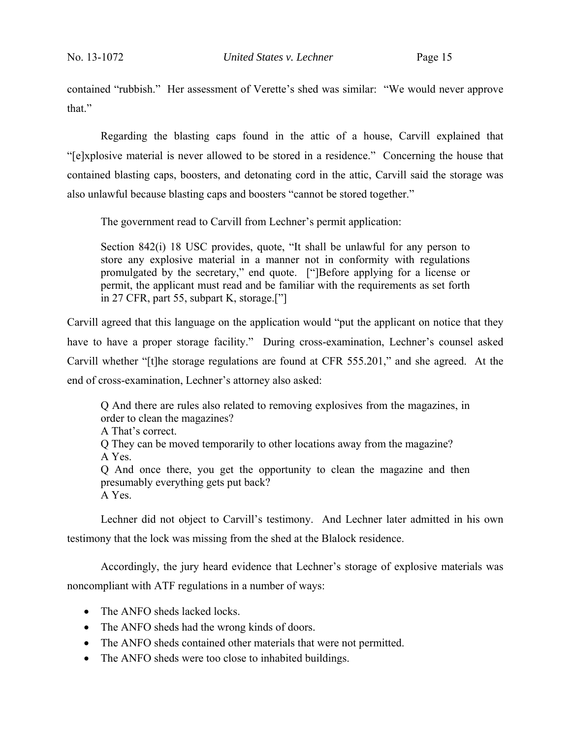contained "rubbish." Her assessment of Verette's shed was similar: "We would never approve that."

Regarding the blasting caps found in the attic of a house, Carvill explained that "[e]xplosive material is never allowed to be stored in a residence." Concerning the house that contained blasting caps, boosters, and detonating cord in the attic, Carvill said the storage was also unlawful because blasting caps and boosters "cannot be stored together."

The government read to Carvill from Lechner's permit application:

> Section 842(i) 18 USC provides, quote, "It shall be unlawful for any person to store any explosive material in a manner not in conformity with regulations promulgated by the secretary," end quote. ["]Before applying for a license or permit, the applicant must read and be familiar with the requirements as set forth in 27 CFR, part 55, subpart K, storage.["]

Carvill agreed that this language on the application would "put the applicant on notice that they have to have a proper storage facility." During cross-examination, Lechner's counsel asked Carvill whether "[t]he storage regulations are found at CFR 555.201," and she agreed. At the end of cross-examination, Lechner's attorney also asked:

> Q And there are rules also related to removing explosives from the magazines, in order to clean the magazines?
> A That's correct.
> Q They can be moved temporarily to other locations away from the magazine?
> A Yes.
> Q And once there, you get the opportunity to clean the magazine and then presumably everything gets put back?
> A Yes.

Lechner did not object to Carvill's testimony. And Lechner later admitted in his own testimony that the lock was missing from the shed at the Blalock residence.

Accordingly, the jury heard evidence that Lechner's storage of explosive materials was noncompliant with ATF regulations in a number of ways:

- The ANFO sheds lacked locks.
- The ANFO sheds had the wrong kinds of doors.
- The ANFO sheds contained other materials that were not permitted.
- The ANFO sheds were too close to inhabited buildings.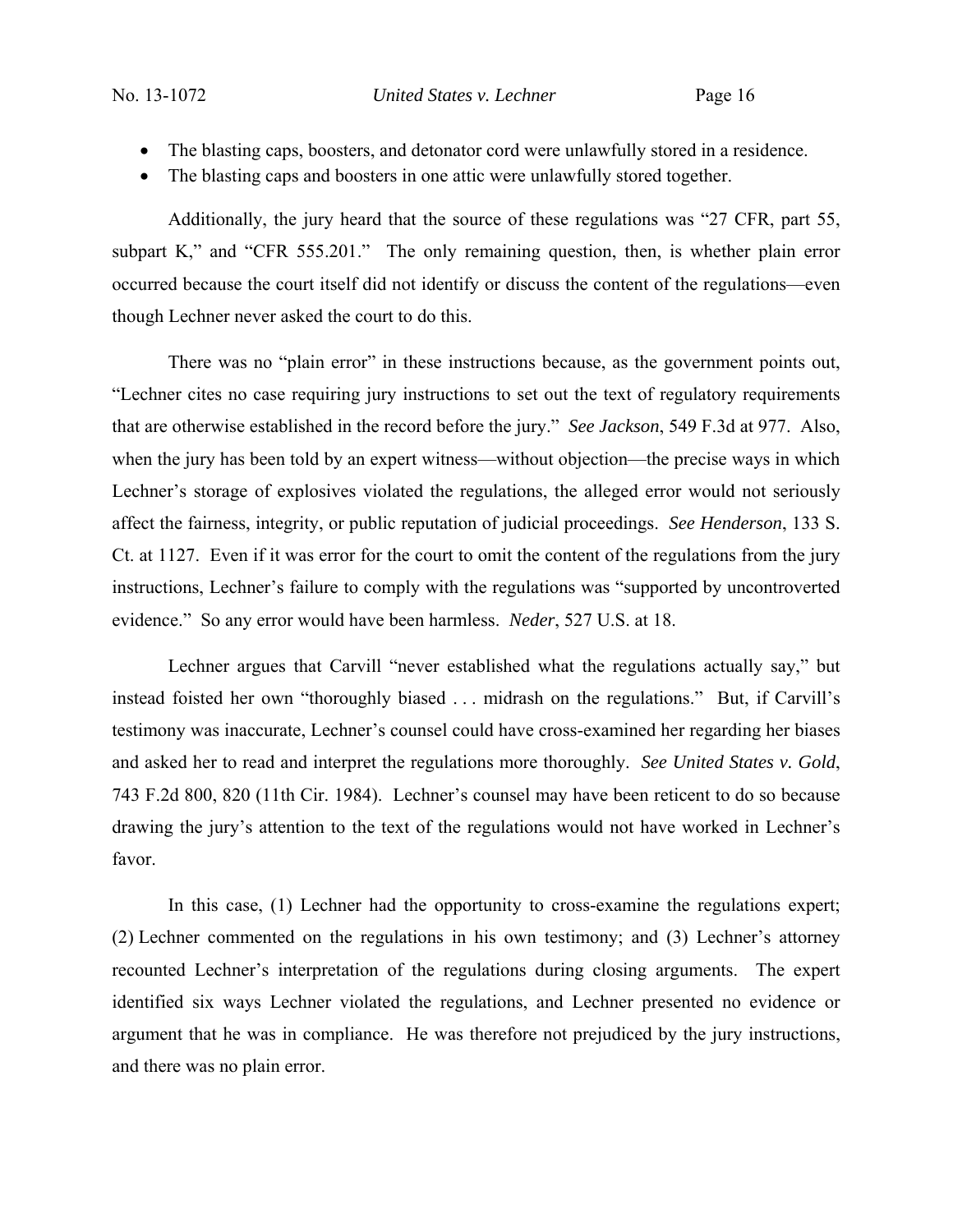- The blasting caps, boosters, and detonator cord were unlawfully stored in a residence.
- The blasting caps and boosters in one attic were unlawfully stored together.

Additionally, the jury heard that the source of these regulations was "27 CFR, part 55, subpart K," and "CFR 555.201." The only remaining question, then, is whether plain error occurred because the court itself did not identify or discuss the content of the regulations—even though Lechner never asked the court to do this.

There was no "plain error" in these instructions because, as the government points out, "Lechner cites no case requiring jury instructions to set out the text of regulatory requirements that are otherwise established in the record before the jury." *See Jackson*, 549 F.3d at 977. Also, when the jury has been told by an expert witness—without objection—the precise ways in which Lechner's storage of explosives violated the regulations, the alleged error would not seriously affect the fairness, integrity, or public reputation of judicial proceedings. *See Henderson*, 133 S. Ct. at 1127. Even if it was error for the court to omit the content of the regulations from the jury instructions, Lechner's failure to comply with the regulations was "supported by uncontroverted evidence." So any error would have been harmless. *Neder*, 527 U.S. at 18.

Lechner argues that Carvill "never established what the regulations actually say," but instead foisted her own "thoroughly biased . . . midrash on the regulations." But, if Carvill's testimony was inaccurate, Lechner's counsel could have cross-examined her regarding her biases and asked her to read and interpret the regulations more thoroughly. *See United States v. Gold*, 743 F.2d 800, 820 (11th Cir. 1984). Lechner's counsel may have been reticent to do so because drawing the jury's attention to the text of the regulations would not have worked in Lechner's favor.

In this case, (1) Lechner had the opportunity to cross-examine the regulations expert; (2) Lechner commented on the regulations in his own testimony; and (3) Lechner's attorney recounted Lechner's interpretation of the regulations during closing arguments. The expert identified six ways Lechner violated the regulations, and Lechner presented no evidence or argument that he was in compliance. He was therefore not prejudiced by the jury instructions, and there was no plain error.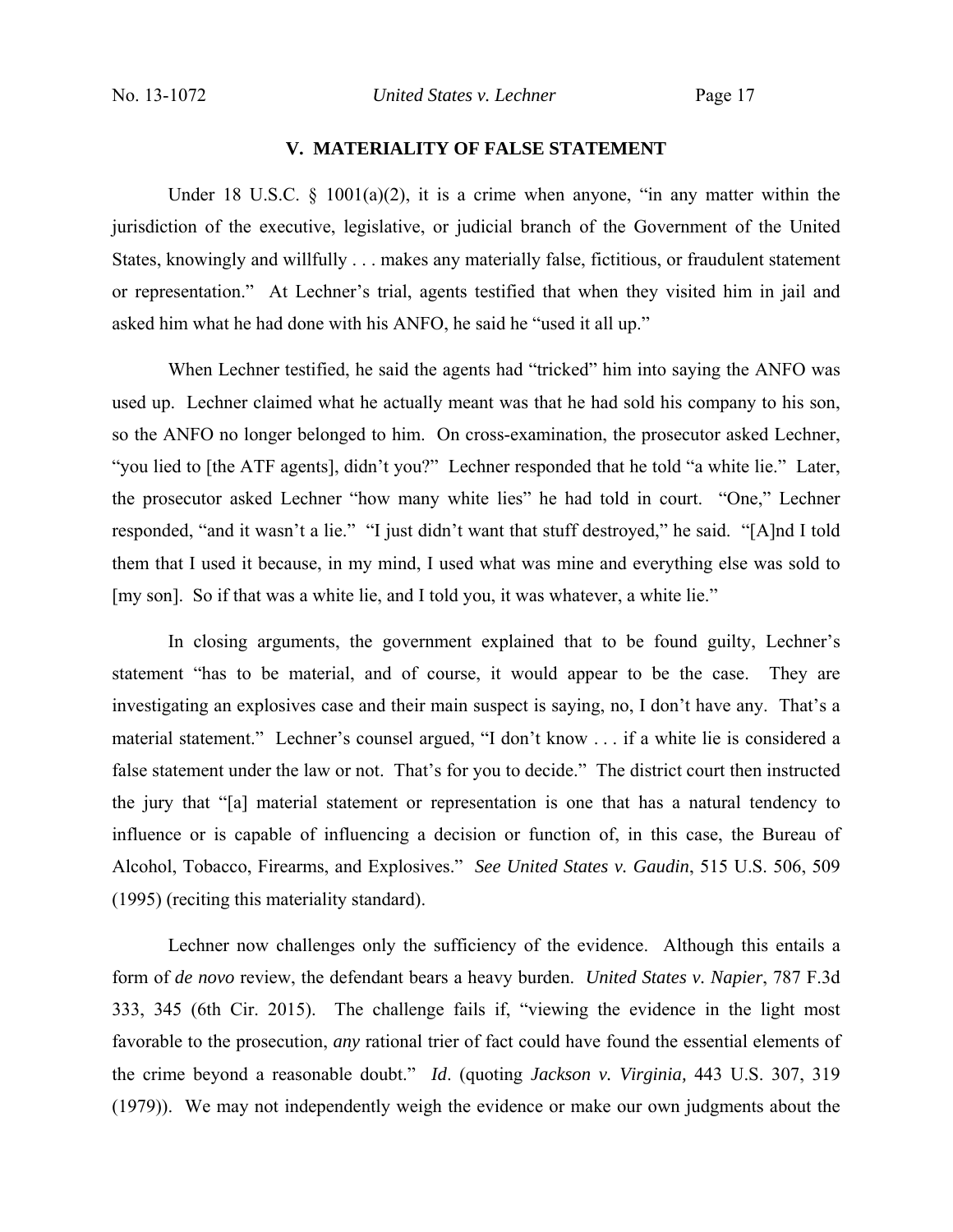## V. MATERIALITY OF FALSE STATEMENT

Under 18 U.S.C. § 1001(a)(2), it is a crime when anyone, "in any matter within the jurisdiction of the executive, legislative, or judicial branch of the Government of the United States, knowingly and willfully . . . makes any materially false, fictitious, or fraudulent statement or representation." At Lechner's trial, agents testified that when they visited him in jail and asked him what he had done with his ANFO, he said he "used it all up."

When Lechner testified, he said the agents had "tricked" him into saying the ANFO was used up. Lechner claimed what he actually meant was that he had sold his company to his son, so the ANFO no longer belonged to him. On cross-examination, the prosecutor asked Lechner, "you lied to [the ATF agents], didn't you?" Lechner responded that he told "a white lie." Later, the prosecutor asked Lechner "how many white lies" he had told in court. "One," Lechner responded, "and it wasn't a lie." "I just didn't want that stuff destroyed," he said. "[A]nd I told them that I used it because, in my mind, I used what was mine and everything else was sold to [my son]. So if that was a white lie, and I told you, it was whatever, a white lie."

In closing arguments, the government explained that to be found guilty, Lechner's statement "has to be material, and of course, it would appear to be the case. They are investigating an explosives case and their main suspect is saying, no, I don't have any. That's a material statement." Lechner's counsel argued, "I don't know . . . if a white lie is considered a false statement under the law or not. That's for you to decide." The district court then instructed the jury that "[a] material statement or representation is one that has a natural tendency to influence or is capable of influencing a decision or function of, in this case, the Bureau of Alcohol, Tobacco, Firearms, and Explosives." *See United States v. Gaudin*, 515 U.S. 506, 509 (1995) (reciting this materiality standard).

Lechner now challenges only the sufficiency of the evidence. Although this entails a form of *de novo* review, the defendant bears a heavy burden. *United States v. Napier*, 787 F.3d 333, 345 (6th Cir. 2015). The challenge fails if, "viewing the evidence in the light most favorable to the prosecution, *any* rational trier of fact could have found the essential elements of the crime beyond a reasonable doubt." *Id*. (quoting *Jackson v. Virginia,* 443 U.S. 307, 319 (1979)). We may not independently weigh the evidence or make our own judgments about the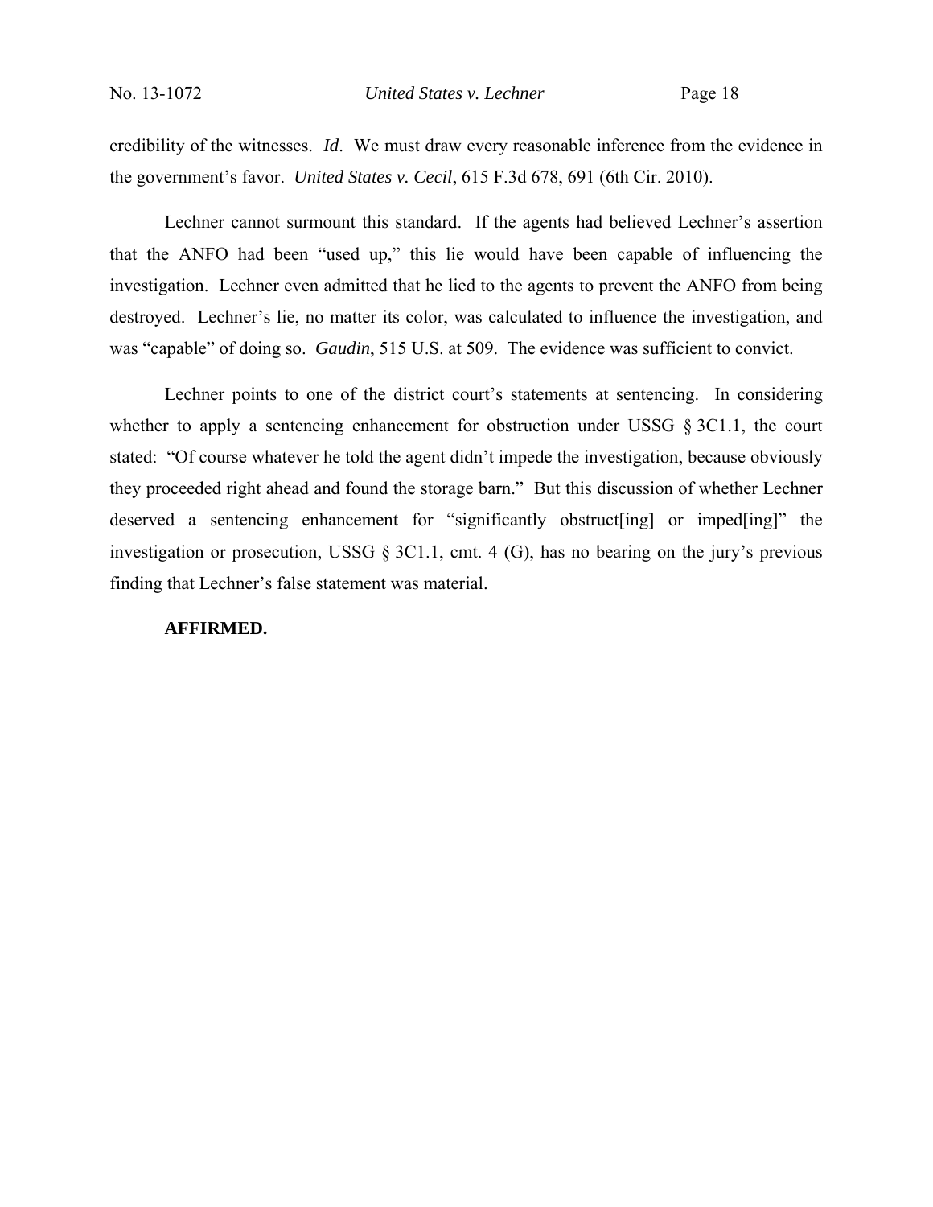credibility of the witnesses. *Id*. We must draw every reasonable inference from the evidence in the government's favor. *United States v. Cecil*, 615 F.3d 678, 691 (6th Cir. 2010).

Lechner cannot surmount this standard. If the agents had believed Lechner's assertion that the ANFO had been "used up," this lie would have been capable of influencing the investigation. Lechner even admitted that he lied to the agents to prevent the ANFO from being destroyed. Lechner's lie, no matter its color, was calculated to influence the investigation, and was "capable" of doing so. *Gaudin*, 515 U.S. at 509. The evidence was sufficient to convict.

Lechner points to one of the district court's statements at sentencing. In considering whether to apply a sentencing enhancement for obstruction under USSG § 3C1.1, the court stated: "Of course whatever he told the agent didn't impede the investigation, because obviously they proceeded right ahead and found the storage barn." But this discussion of whether Lechner deserved a sentencing enhancement for "significantly obstruct[ing] or imped[ing]" the investigation or prosecution, USSG § 3C1.1, cmt. 4 (G), has no bearing on the jury's previous finding that Lechner's false statement was material.

**AFFIRMED.**